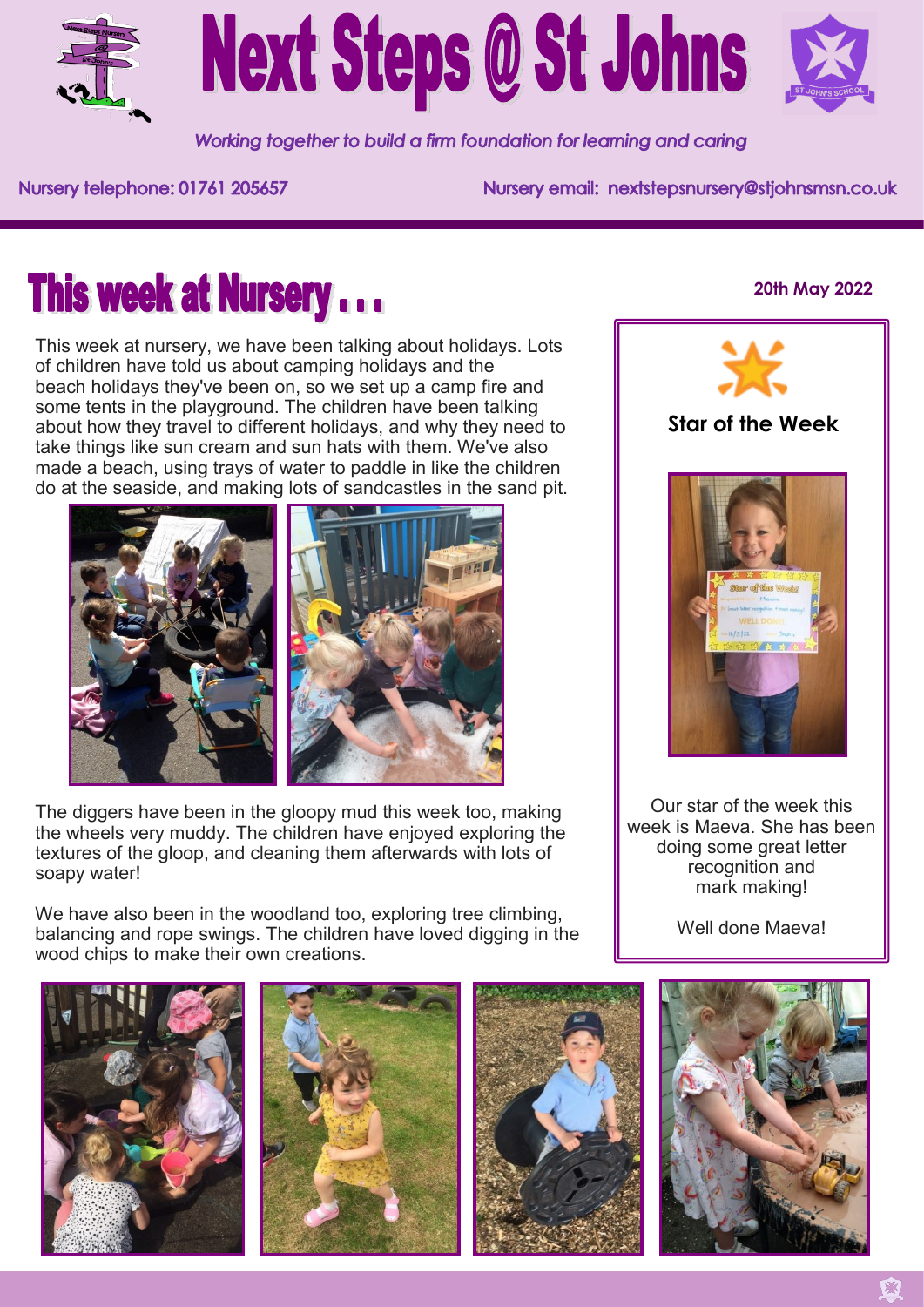# Next Steps @ St Johns

*Working together to build a firm foundation for learning and caring*

Nursery telephone: 01761 205657

Nursery email: nextstepsnursery@stjohnsmsn.co.uk

## This week at Nursery . . .

**20th May 2022**

This week at nursery, we have been talking about holidays. Lots of children have told us about camping holidays and the beach holidays they've been on, so we set up a camp fire and some tents in the playground. The children have been talking about how they travel to different holidays, and why they need to take things like sun cream and sun hats with them. We've also made a beach, using trays of water to paddle in like the children do at the seaside, and making lots of sandcastles in the sand pit.

The diggers have been in the gloopy mud this week too, making the wheels very muddy. The children have enjoyed exploring the textures of the gloop, and cleaning them afterwards with lots of soapy water!

We have also been in the woodland too, exploring tree climbing, balancing and rope swings. The children have loved digging in the wood chips to make their own creations.

### Star of the Week

Our star of the week this week is Maeva. She has been doing some great letter recognition and mark making!

Well done Maeva!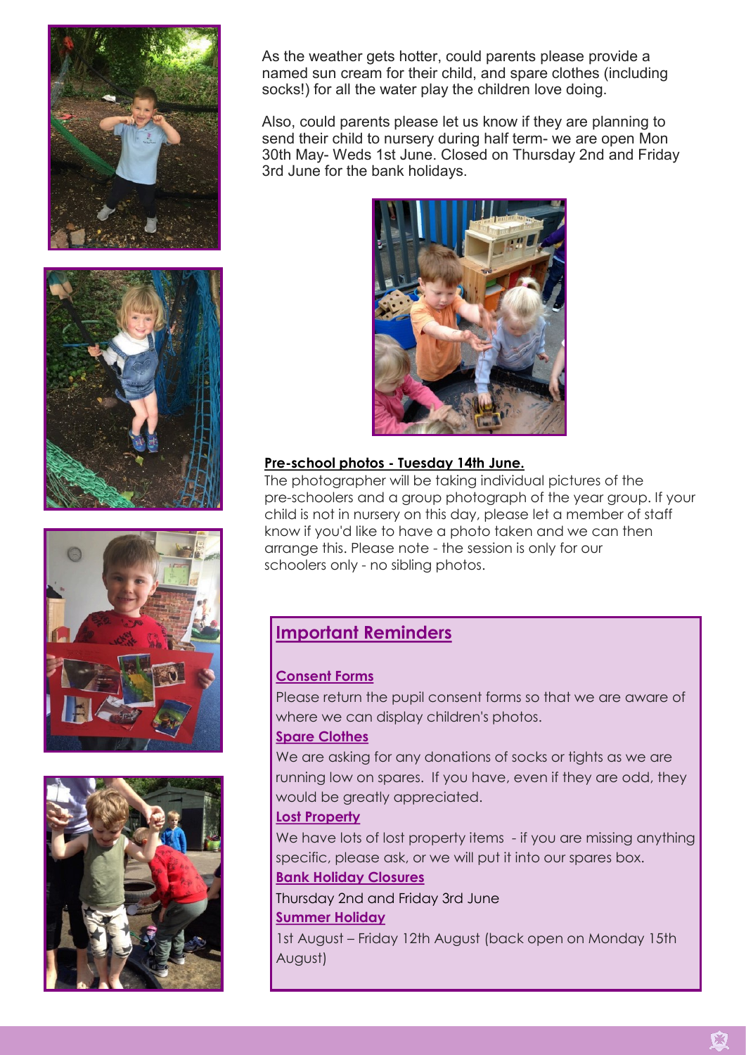As the weather gets hotter, could parents please provide a named sun cream for their child, and spare clothes (including socks!) for all the water play the children love doing.

Also, could parents please let us know if they are planning to send their child to nursery during half term- we are open Mon 30th May- Weds 1st June. Closed on Thursday 2nd and Friday 3rd June for the bank holidays.

**Pre-school photos - Tuesday 14th June.**

The photographer will be taking individual pictures of the pre-schoolers and a group photograph of the year group. If your child is not in nursery on this day, please let a member of staff know if you'd like to have a photo taken and we can then arrange this. Please note - the session is only for our schoolers only - no sibling photos.

## Important Reminders

**Consent Forms**

Please return the pupil consent forms so that we are aware of where we can display children's photos.

**Spare Clothes**

We are asking for any donations of socks or tights as we are running low on spares. If you have, even if they are odd, they would be greatly appreciated.

**Lost Property**

We have lots of lost property items - if you are missing anything specific, please ask, or we will put it into our spares box.

**Bank Holiday Closures**

Thursday 2nd and Friday 3rd June

**Summer Holiday**

1st August – Friday 12th August (back open on Monday 15th August)